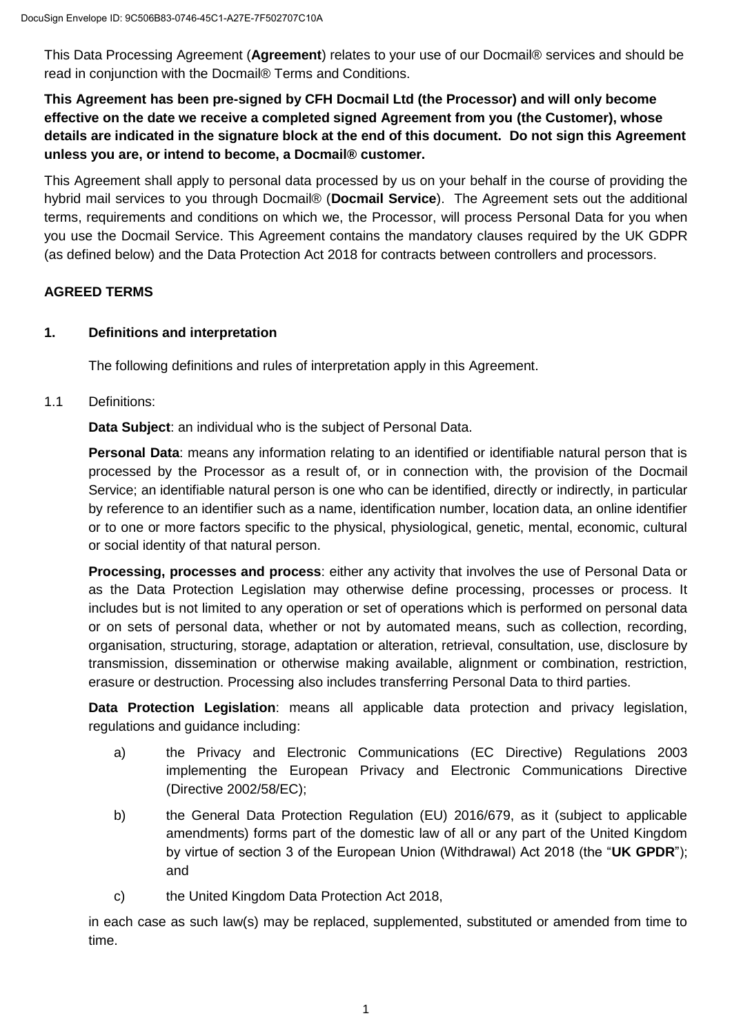This Data Processing Agreement (**Agreement**) relates to your use of our Docmail® services and should be read in conjunction with the Docmail® Terms and Conditions.

**This Agreement has been pre-signed by CFH Docmail Ltd (the Processor) and will only become effective on the date we receive a completed signed Agreement from you (the Customer), whose details are indicated in the signature block at the end of this document. Do not sign this Agreement unless you are, or intend to become, a Docmail® customer.**

This Agreement shall apply to personal data processed by us on your behalf in the course of providing the hybrid mail services to you through Docmail® (**Docmail Service**). The Agreement sets out the additional terms, requirements and conditions on which we, the Processor, will process Personal Data for you when you use the Docmail Service. This Agreement contains the mandatory clauses required by the UK GDPR (as defined below) and the Data Protection Act 2018 for contracts between controllers and processors.

**AGREED TERMS**

## 1. Definitions and interpretation

The following definitions and rules of interpretation apply in this Agreement.

1.1 Definitions:

**Data Subject**: an individual who is the subject of Personal Data.

**Personal Data**: means any information relating to an identified or identifiable natural person that is processed by the Processor as a result of, or in connection with, the provision of the Docmail Service; an identifiable natural person is one who can be identified, directly or indirectly, in particular by reference to an identifier such as a name, identification number, location data, an online identifier or to one or more factors specific to the physical, physiological, genetic, mental, economic, cultural or social identity of that natural person.

**Processing, processes and process**: either any activity that involves the use of Personal Data or as the Data Protection Legislation may otherwise define processing, processes or process. It includes but is not limited to any operation or set of operations which is performed on personal data or on sets of personal data, whether or not by automated means, such as collection, recording, organisation, structuring, storage, adaptation or alteration, retrieval, consultation, use, disclosure by transmission, dissemination or otherwise making available, alignment or combination, restriction, erasure or destruction. Processing also includes transferring Personal Data to third parties.

**Data Protection Legislation**: means all applicable data protection and privacy legislation, regulations and guidance including:

a) the Privacy and Electronic Communications (EC Directive) Regulations 2003 implementing the European Privacy and Electronic Communications Directive (Directive 2002/58/EC);

b) the General Data Protection Regulation (EU) 2016/679, as it (subject to applicable amendments) forms part of the domestic law of all or any part of the United Kingdom by virtue of section 3 of the European Union (Withdrawal) Act 2018 (the "**UK GDPR**"); and

c) the United Kingdom Data Protection Act 2018,

in each case as such law(s) may be replaced, supplemented, substituted or amended from time to time.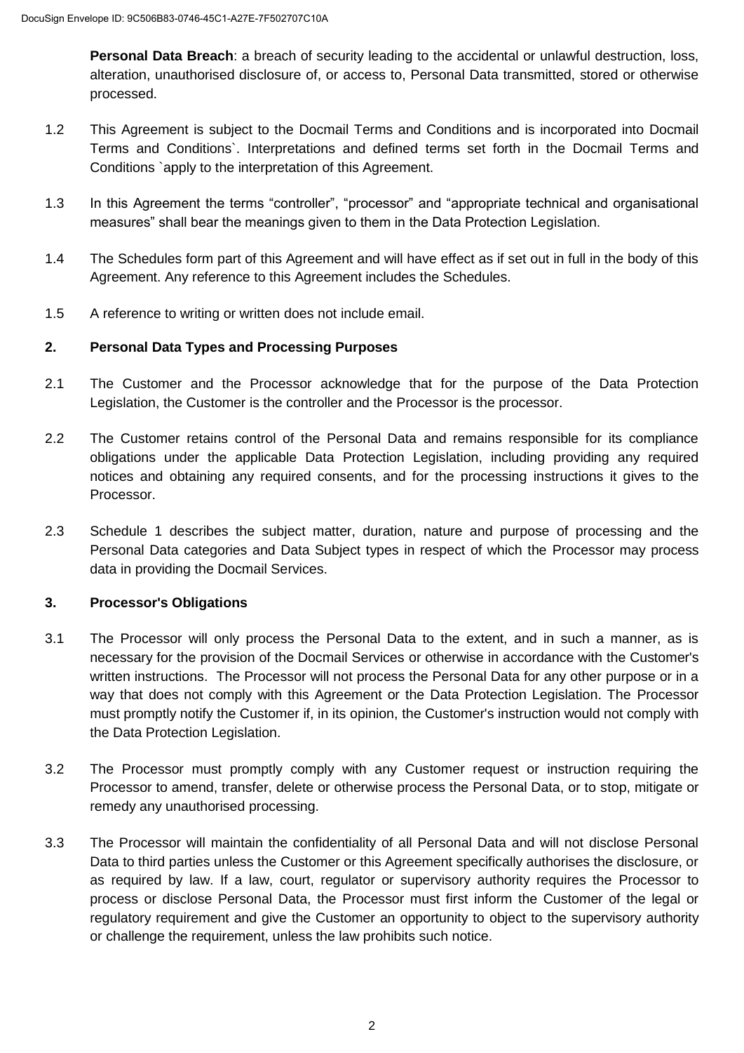**Personal Data Breach**: a breach of security leading to the accidental or unlawful destruction, loss, alteration, unauthorised disclosure of, or access to, Personal Data transmitted, stored or otherwise processed.

1.2 This Agreement is subject to the Docmail Terms and Conditions and is incorporated into Docmail Terms and Conditions`. Interpretations and defined terms set forth in the Docmail Terms and Conditions `apply to the interpretation of this Agreement.

1.3 In this Agreement the terms "controller", "processor" and "appropriate technical and organisational measures" shall bear the meanings given to them in the Data Protection Legislation.

1.4 The Schedules form part of this Agreement and will have effect as if set out in full in the body of this Agreement. Any reference to this Agreement includes the Schedules.

1.5 A reference to writing or written does not include email.

## 2. Personal Data Types and Processing Purposes

2.1 The Customer and the Processor acknowledge that for the purpose of the Data Protection Legislation, the Customer is the controller and the Processor is the processor.

2.2 The Customer retains control of the Personal Data and remains responsible for its compliance obligations under the applicable Data Protection Legislation, including providing any required notices and obtaining any required consents, and for the processing instructions it gives to the Processor.

2.3 Schedule 1 describes the subject matter, duration, nature and purpose of processing and the Personal Data categories and Data Subject types in respect of which the Processor may process data in providing the Docmail Services.

## 3. Processor's Obligations

3.1 The Processor will only process the Personal Data to the extent, and in such a manner, as is necessary for the provision of the Docmail Services or otherwise in accordance with the Customer's written instructions. The Processor will not process the Personal Data for any other purpose or in a way that does not comply with this Agreement or the Data Protection Legislation. The Processor must promptly notify the Customer if, in its opinion, the Customer's instruction would not comply with the Data Protection Legislation.

3.2 The Processor must promptly comply with any Customer request or instruction requiring the Processor to amend, transfer, delete or otherwise process the Personal Data, or to stop, mitigate or remedy any unauthorised processing.

3.3 The Processor will maintain the confidentiality of all Personal Data and will not disclose Personal Data to third parties unless the Customer or this Agreement specifically authorises the disclosure, or as required by law. If a law, court, regulator or supervisory authority requires the Processor to process or disclose Personal Data, the Processor must first inform the Customer of the legal or regulatory requirement and give the Customer an opportunity to object to the supervisory authority or challenge the requirement, unless the law prohibits such notice.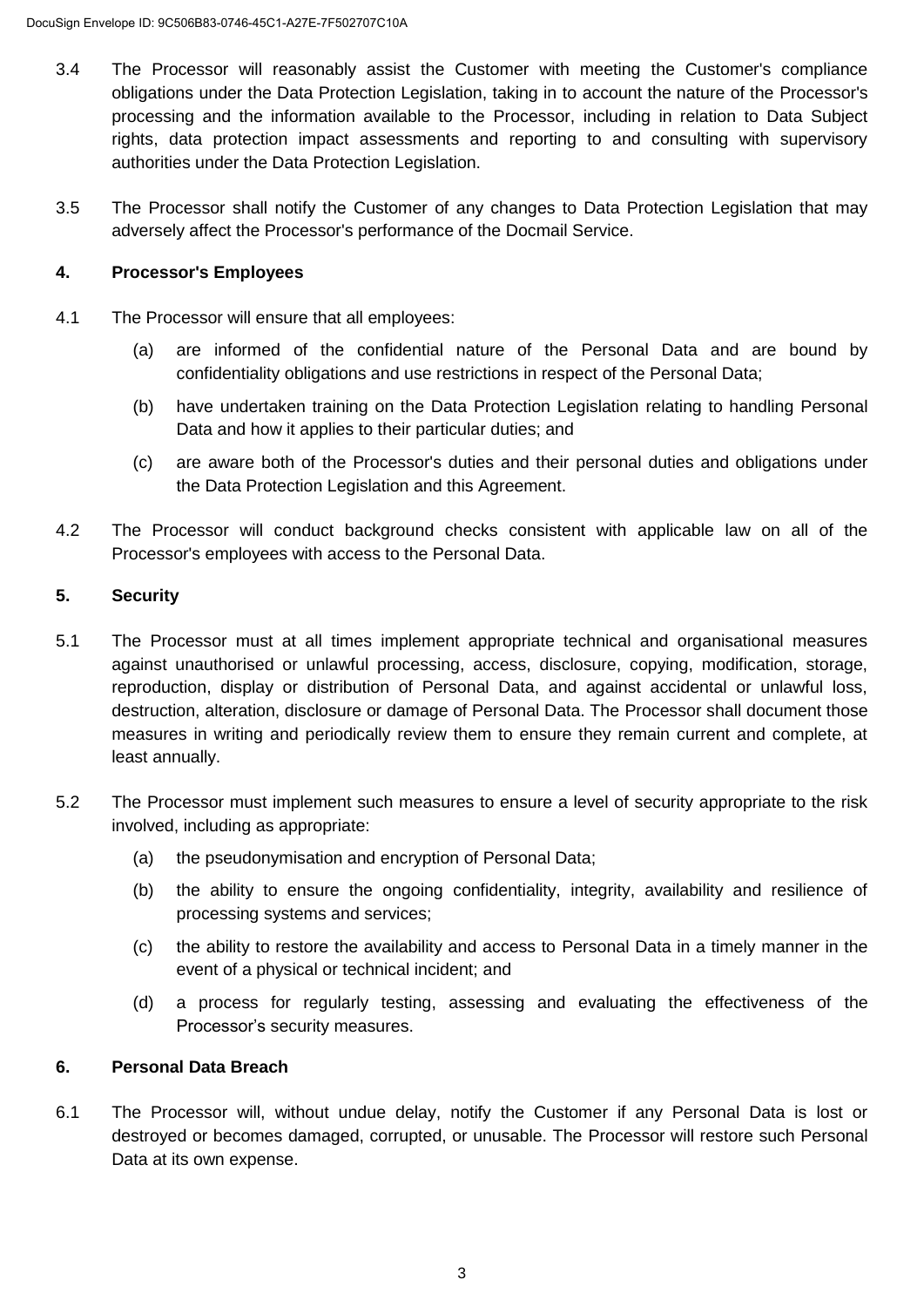3.4 The Processor will reasonably assist the Customer with meeting the Customer's compliance obligations under the Data Protection Legislation, taking in to account the nature of the Processor's processing and the information available to the Processor, including in relation to Data Subject rights, data protection impact assessments and reporting to and consulting with supervisory authorities under the Data Protection Legislation.

3.5 The Processor shall notify the Customer of any changes to Data Protection Legislation that may adversely affect the Processor's performance of the Docmail Service.

**4. Processor's Employees**

4.1 The Processor will ensure that all employees:

(a) are informed of the confidential nature of the Personal Data and are bound by confidentiality obligations and use restrictions in respect of the Personal Data;

(b) have undertaken training on the Data Protection Legislation relating to handling Personal Data and how it applies to their particular duties; and

(c) are aware both of the Processor's duties and their personal duties and obligations under the Data Protection Legislation and this Agreement.

4.2 The Processor will conduct background checks consistent with applicable law on all of the Processor's employees with access to the Personal Data.

**5. Security**

5.1 The Processor must at all times implement appropriate technical and organisational measures against unauthorised or unlawful processing, access, disclosure, copying, modification, storage, reproduction, display or distribution of Personal Data, and against accidental or unlawful loss, destruction, alteration, disclosure or damage of Personal Data. The Processor shall document those measures in writing and periodically review them to ensure they remain current and complete, at least annually.

5.2 The Processor must implement such measures to ensure a level of security appropriate to the risk involved, including as appropriate:

(a) the pseudonymisation and encryption of Personal Data;

(b) the ability to ensure the ongoing confidentiality, integrity, availability and resilience of processing systems and services;

(c) the ability to restore the availability and access to Personal Data in a timely manner in the event of a physical or technical incident; and

(d) a process for regularly testing, assessing and evaluating the effectiveness of the Processor's security measures.

**6. Personal Data Breach**

6.1 The Processor will, without undue delay, notify the Customer if any Personal Data is lost or destroyed or becomes damaged, corrupted, or unusable. The Processor will restore such Personal Data at its own expense.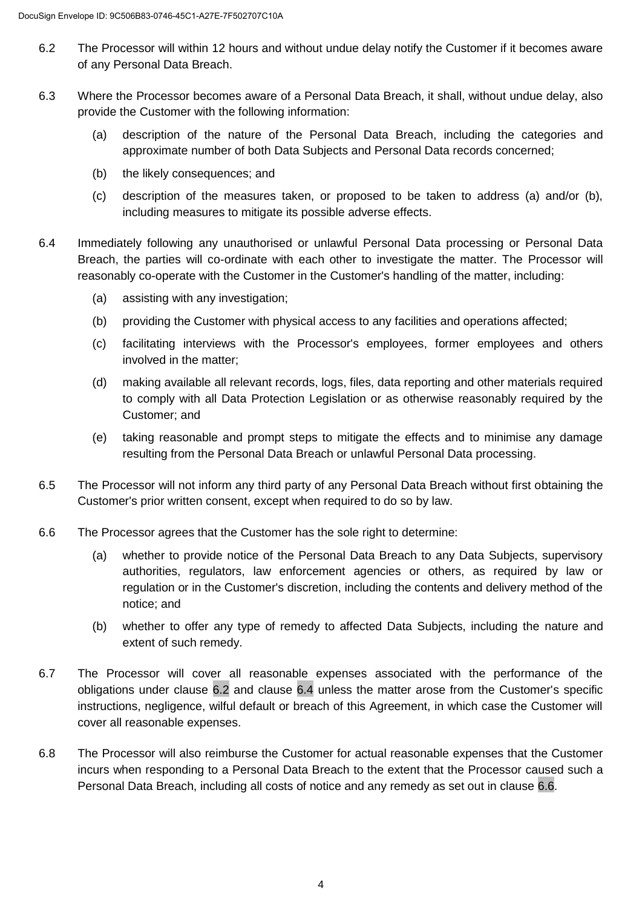6.2 The Processor will within 12 hours and without undue delay notify the Customer if it becomes aware of any Personal Data Breach.

6.3 Where the Processor becomes aware of a Personal Data Breach, it shall, without undue delay, also provide the Customer with the following information:

(a) description of the nature of the Personal Data Breach, including the categories and approximate number of both Data Subjects and Personal Data records concerned;

(b) the likely consequences; and

(c) description of the measures taken, or proposed to be taken to address (a) and/or (b), including measures to mitigate its possible adverse effects.

6.4 Immediately following any unauthorised or unlawful Personal Data processing or Personal Data Breach, the parties will co-ordinate with each other to investigate the matter. The Processor will reasonably co-operate with the Customer in the Customer's handling of the matter, including:

(a) assisting with any investigation;

(b) providing the Customer with physical access to any facilities and operations affected;

(c) facilitating interviews with the Processor's employees, former employees and others involved in the matter;

(d) making available all relevant records, logs, files, data reporting and other materials required to comply with all Data Protection Legislation or as otherwise reasonably required by the Customer; and

(e) taking reasonable and prompt steps to mitigate the effects and to minimise any damage resulting from the Personal Data Breach or unlawful Personal Data processing.

6.5 The Processor will not inform any third party of any Personal Data Breach without first obtaining the Customer's prior written consent, except when required to do so by law.

6.6 The Processor agrees that the Customer has the sole right to determine:

(a) whether to provide notice of the Personal Data Breach to any Data Subjects, supervisory authorities, regulators, law enforcement agencies or others, as required by law or regulation or in the Customer's discretion, including the contents and delivery method of the notice; and

(b) whether to offer any type of remedy to affected Data Subjects, including the nature and extent of such remedy.

6.7 The Processor will cover all reasonable expenses associated with the performance of the obligations under clause 6.2 and clause 6.4 unless the matter arose from the Customer's specific instructions, negligence, wilful default or breach of this Agreement, in which case the Customer will cover all reasonable expenses.

6.8 The Processor will also reimburse the Customer for actual reasonable expenses that the Customer incurs when responding to a Personal Data Breach to the extent that the Processor caused such a Personal Data Breach, including all costs of notice and any remedy as set out in clause 6.6.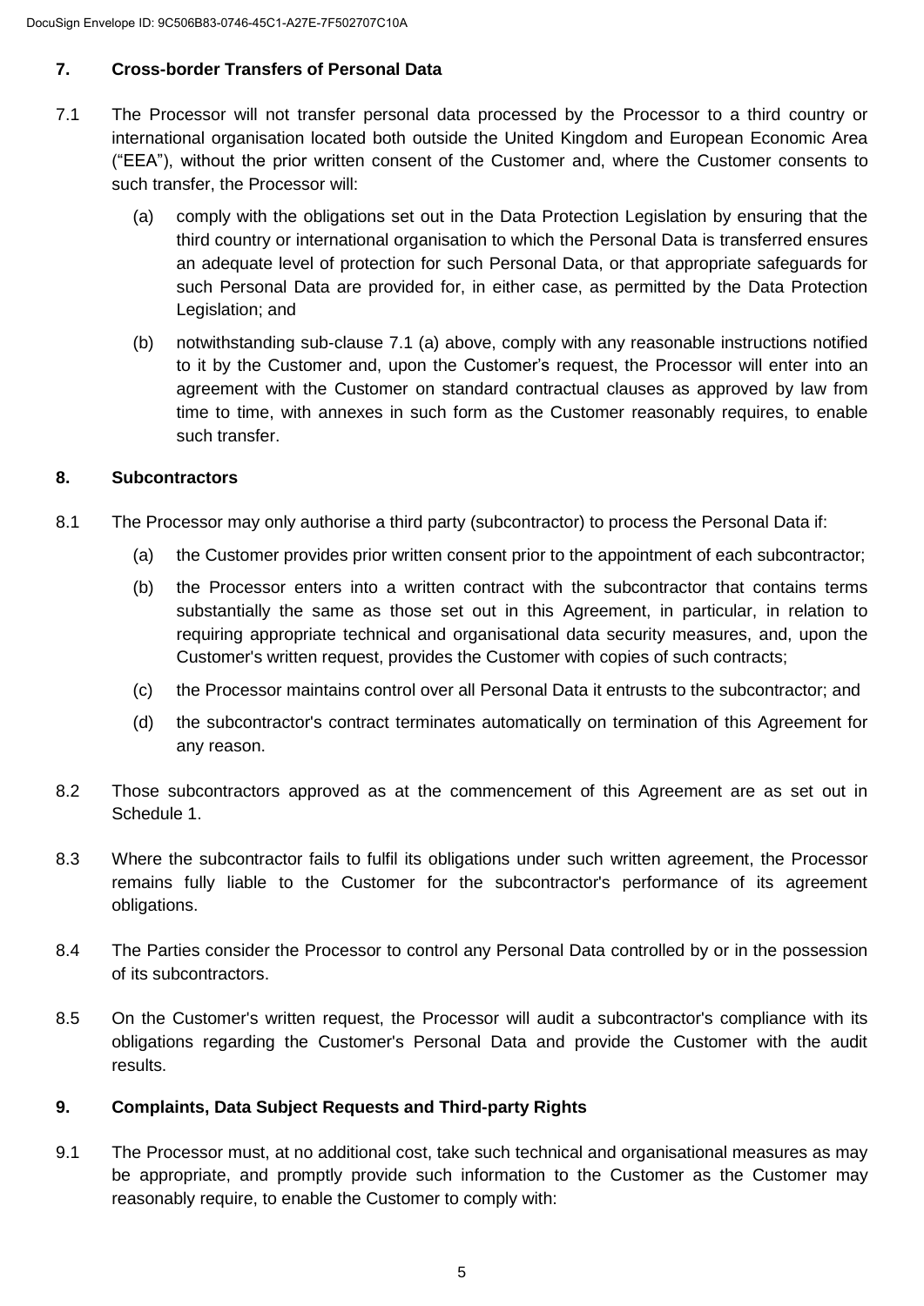## 7. Cross-border Transfers of Personal Data

7.1 The Processor will not transfer personal data processed by the Processor to a third country or international organisation located both outside the United Kingdom and European Economic Area ("EEA"), without the prior written consent of the Customer and, where the Customer consents to such transfer, the Processor will:

(a) comply with the obligations set out in the Data Protection Legislation by ensuring that the third country or international organisation to which the Personal Data is transferred ensures an adequate level of protection for such Personal Data, or that appropriate safeguards for such Personal Data are provided for, in either case, as permitted by the Data Protection Legislation; and

(b) notwithstanding sub-clause 7.1 (a) above, comply with any reasonable instructions notified to it by the Customer and, upon the Customer's request, the Processor will enter into an agreement with the Customer on standard contractual clauses as approved by law from time to time, with annexes in such form as the Customer reasonably requires, to enable such transfer.

## 8. Subcontractors

8.1 The Processor may only authorise a third party (subcontractor) to process the Personal Data if:

(a) the Customer provides prior written consent prior to the appointment of each subcontractor;

(b) the Processor enters into a written contract with the subcontractor that contains terms substantially the same as those set out in this Agreement, in particular, in relation to requiring appropriate technical and organisational data security measures, and, upon the Customer's written request, provides the Customer with copies of such contracts;

(c) the Processor maintains control over all Personal Data it entrusts to the subcontractor; and

(d) the subcontractor's contract terminates automatically on termination of this Agreement for any reason.

8.2 Those subcontractors approved as at the commencement of this Agreement are as set out in Schedule 1.

8.3 Where the subcontractor fails to fulfil its obligations under such written agreement, the Processor remains fully liable to the Customer for the subcontractor's performance of its agreement obligations.

8.4 The Parties consider the Processor to control any Personal Data controlled by or in the possession of its subcontractors.

8.5 On the Customer's written request, the Processor will audit a subcontractor's compliance with its obligations regarding the Customer's Personal Data and provide the Customer with the audit results.

## 9. Complaints, Data Subject Requests and Third-party Rights

9.1 The Processor must, at no additional cost, take such technical and organisational measures as may be appropriate, and promptly provide such information to the Customer as the Customer may reasonably require, to enable the Customer to comply with: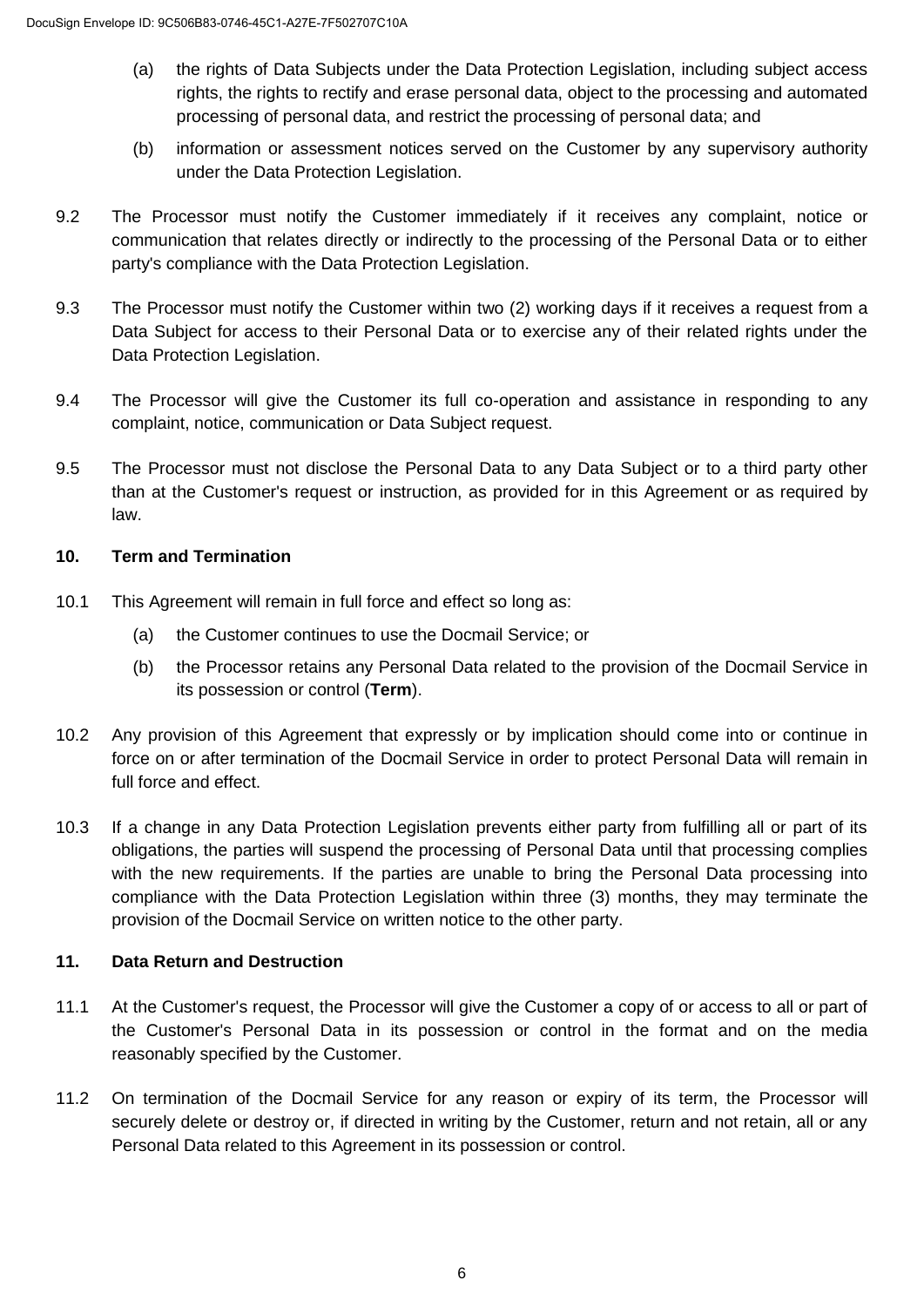(a) the rights of Data Subjects under the Data Protection Legislation, including subject access rights, the rights to rectify and erase personal data, object to the processing and automated processing of personal data, and restrict the processing of personal data; and

(b) information or assessment notices served on the Customer by any supervisory authority under the Data Protection Legislation.

9.2 The Processor must notify the Customer immediately if it receives any complaint, notice or communication that relates directly or indirectly to the processing of the Personal Data or to either party's compliance with the Data Protection Legislation.

9.3 The Processor must notify the Customer within two (2) working days if it receives a request from a Data Subject for access to their Personal Data or to exercise any of their related rights under the Data Protection Legislation.

9.4 The Processor will give the Customer its full co-operation and assistance in responding to any complaint, notice, communication or Data Subject request.

9.5 The Processor must not disclose the Personal Data to any Data Subject or to a third party other than at the Customer's request or instruction, as provided for in this Agreement or as required by law.

**10. Term and Termination**

10.1 This Agreement will remain in full force and effect so long as:

(a) the Customer continues to use the Docmail Service; or

(b) the Processor retains any Personal Data related to the provision of the Docmail Service in its possession or control (**Term**).

10.2 Any provision of this Agreement that expressly or by implication should come into or continue in force on or after termination of the Docmail Service in order to protect Personal Data will remain in full force and effect.

10.3 If a change in any Data Protection Legislation prevents either party from fulfilling all or part of its obligations, the parties will suspend the processing of Personal Data until that processing complies with the new requirements. If the parties are unable to bring the Personal Data processing into compliance with the Data Protection Legislation within three (3) months, they may terminate the provision of the Docmail Service on written notice to the other party.

**11. Data Return and Destruction**

11.1 At the Customer's request, the Processor will give the Customer a copy of or access to all or part of the Customer's Personal Data in its possession or control in the format and on the media reasonably specified by the Customer.

11.2 On termination of the Docmail Service for any reason or expiry of its term, the Processor will securely delete or destroy or, if directed in writing by the Customer, return and not retain, all or any Personal Data related to this Agreement in its possession or control.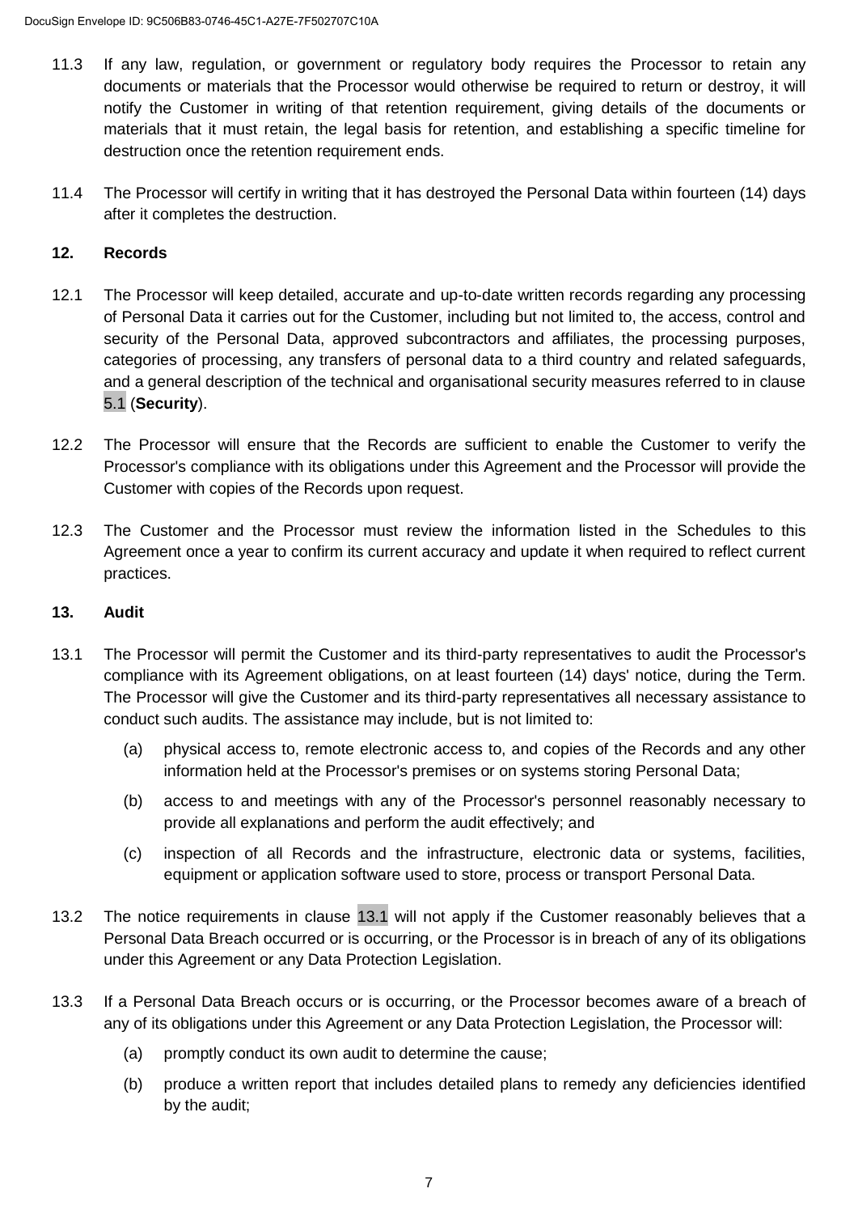11.3 If any law, regulation, or government or regulatory body requires the Processor to retain any documents or materials that the Processor would otherwise be required to return or destroy, it will notify the Customer in writing of that retention requirement, giving details of the documents or materials that it must retain, the legal basis for retention, and establishing a specific timeline for destruction once the retention requirement ends.

11.4 The Processor will certify in writing that it has destroyed the Personal Data within fourteen (14) days after it completes the destruction.

## 12. Records

12.1 The Processor will keep detailed, accurate and up-to-date written records regarding any processing of Personal Data it carries out for the Customer, including but not limited to, the access, control and security of the Personal Data, approved subcontractors and affiliates, the processing purposes, categories of processing, any transfers of personal data to a third country and related safeguards, and a general description of the technical and organisational security measures referred to in clause 5.1 (**Security**).

12.2 The Processor will ensure that the Records are sufficient to enable the Customer to verify the Processor's compliance with its obligations under this Agreement and the Processor will provide the Customer with copies of the Records upon request.

12.3 The Customer and the Processor must review the information listed in the Schedules to this Agreement once a year to confirm its current accuracy and update it when required to reflect current practices.

## 13. Audit

13.1 The Processor will permit the Customer and its third-party representatives to audit the Processor's compliance with its Agreement obligations, on at least fourteen (14) days' notice, during the Term. The Processor will give the Customer and its third-party representatives all necessary assistance to conduct such audits. The assistance may include, but is not limited to:

(a) physical access to, remote electronic access to, and copies of the Records and any other information held at the Processor's premises or on systems storing Personal Data;

(b) access to and meetings with any of the Processor's personnel reasonably necessary to provide all explanations and perform the audit effectively; and

(c) inspection of all Records and the infrastructure, electronic data or systems, facilities, equipment or application software used to store, process or transport Personal Data.

13.2 The notice requirements in clause 13.1 will not apply if the Customer reasonably believes that a Personal Data Breach occurred or is occurring, or the Processor is in breach of any of its obligations under this Agreement or any Data Protection Legislation.

13.3 If a Personal Data Breach occurs or is occurring, or the Processor becomes aware of a breach of any of its obligations under this Agreement or any Data Protection Legislation, the Processor will:

(a) promptly conduct its own audit to determine the cause;

(b) produce a written report that includes detailed plans to remedy any deficiencies identified by the audit;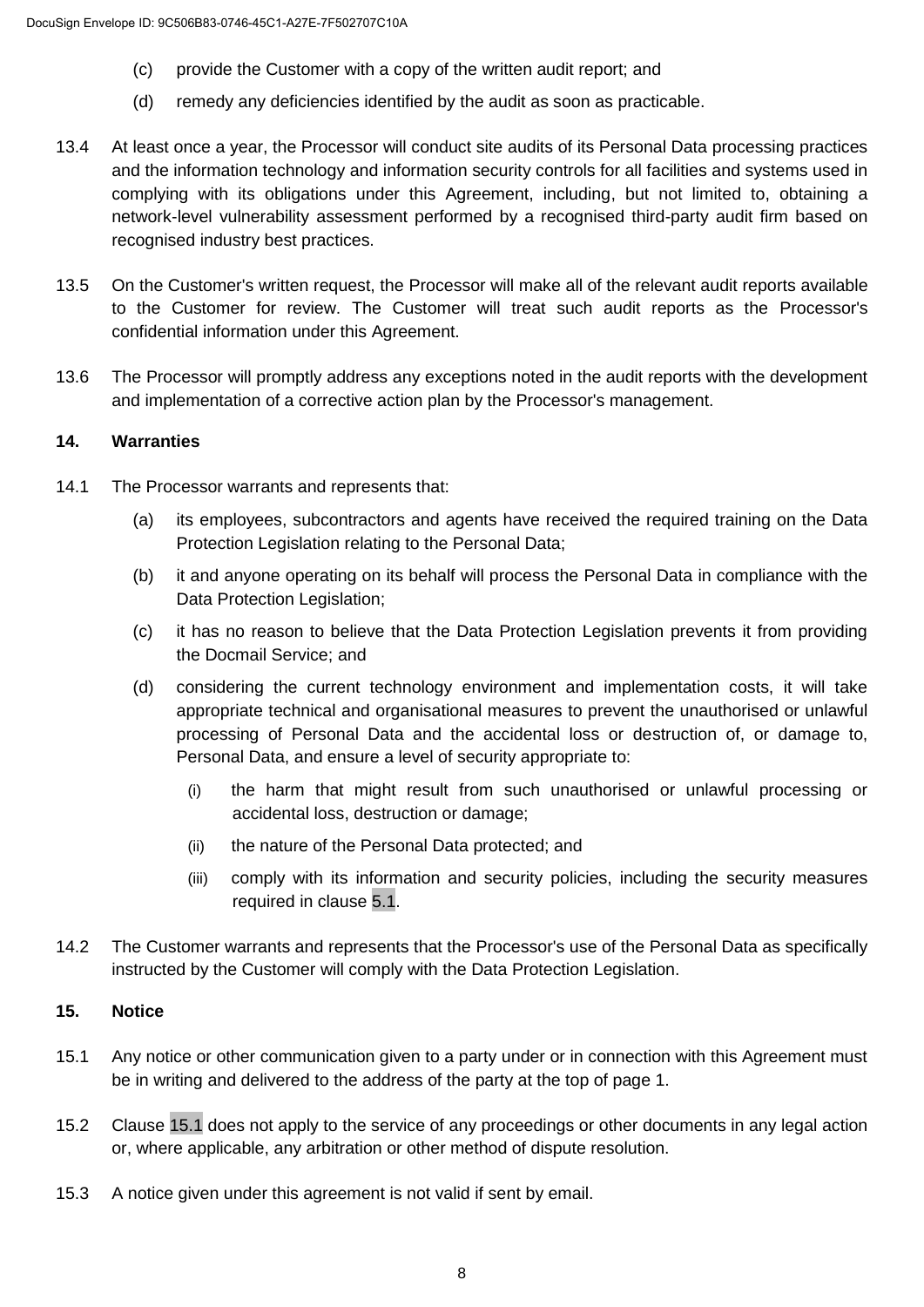(c) provide the Customer with a copy of the written audit report; and

(d) remedy any deficiencies identified by the audit as soon as practicable.

13.4 At least once a year, the Processor will conduct site audits of its Personal Data processing practices and the information technology and information security controls for all facilities and systems used in complying with its obligations under this Agreement, including, but not limited to, obtaining a network-level vulnerability assessment performed by a recognised third-party audit firm based on recognised industry best practices.

13.5 On the Customer's written request, the Processor will make all of the relevant audit reports available to the Customer for review. The Customer will treat such audit reports as the Processor's confidential information under this Agreement.

13.6 The Processor will promptly address any exceptions noted in the audit reports with the development and implementation of a corrective action plan by the Processor's management.

**14. Warranties**

14.1 The Processor warrants and represents that:

(a) its employees, subcontractors and agents have received the required training on the Data Protection Legislation relating to the Personal Data;

(b) it and anyone operating on its behalf will process the Personal Data in compliance with the Data Protection Legislation;

(c) it has no reason to believe that the Data Protection Legislation prevents it from providing the Docmail Service; and

(d) considering the current technology environment and implementation costs, it will take appropriate technical and organisational measures to prevent the unauthorised or unlawful processing of Personal Data and the accidental loss or destruction of, or damage to, Personal Data, and ensure a level of security appropriate to:

(i) the harm that might result from such unauthorised or unlawful processing or accidental loss, destruction or damage;

(ii) the nature of the Personal Data protected; and

(iii) comply with its information and security policies, including the security measures required in clause 5.1.

14.2 The Customer warrants and represents that the Processor's use of the Personal Data as specifically instructed by the Customer will comply with the Data Protection Legislation.

**15. Notice**

15.1 Any notice or other communication given to a party under or in connection with this Agreement must be in writing and delivered to the address of the party at the top of page 1.

15.2 Clause 15.1 does not apply to the service of any proceedings or other documents in any legal action or, where applicable, any arbitration or other method of dispute resolution.

15.3 A notice given under this agreement is not valid if sent by email.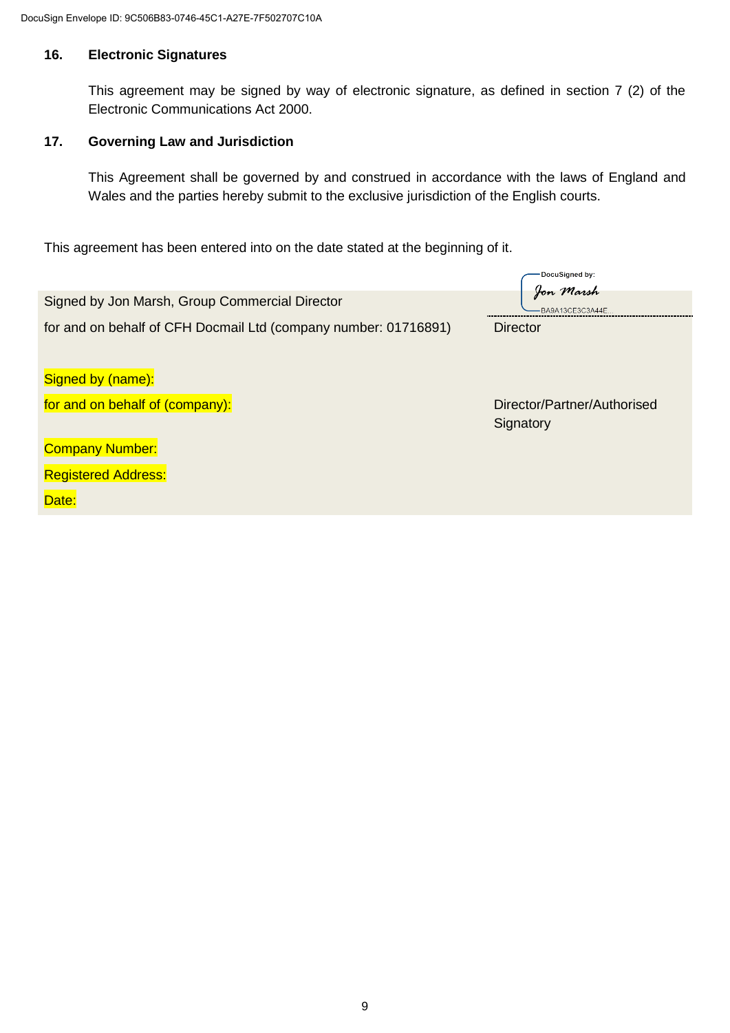DocuSign Envelope ID: 9C506B83-0746-45C1-A27E-7F502707C10A

### 16. Electronic Signatures

This agreement may be signed by way of electronic signature, as defined in section 7 (2) of the Electronic Communications Act 2000.

### 17. Governing Law and Jurisdiction

This Agreement shall be governed by and construed in accordance with the laws of England and Wales and the parties hereby submit to the exclusive jurisdiction of the English courts.

This agreement has been entered into on the date stated at the beginning of it.

| | |
|---|---|
| Signed by Jon Marsh, Group Commercial Director | DocuSigned by: Jon Marsh BA9A13CE3C3A44E... |
| for and on behalf of CFH Docmail Ltd (company number: 01716891) | Director |
| Signed by (name): | |
| for and on behalf of (company): | Director/Partner/Authorised Signatory |
| Company Number: | |
| Registered Address: | |
| Date: | |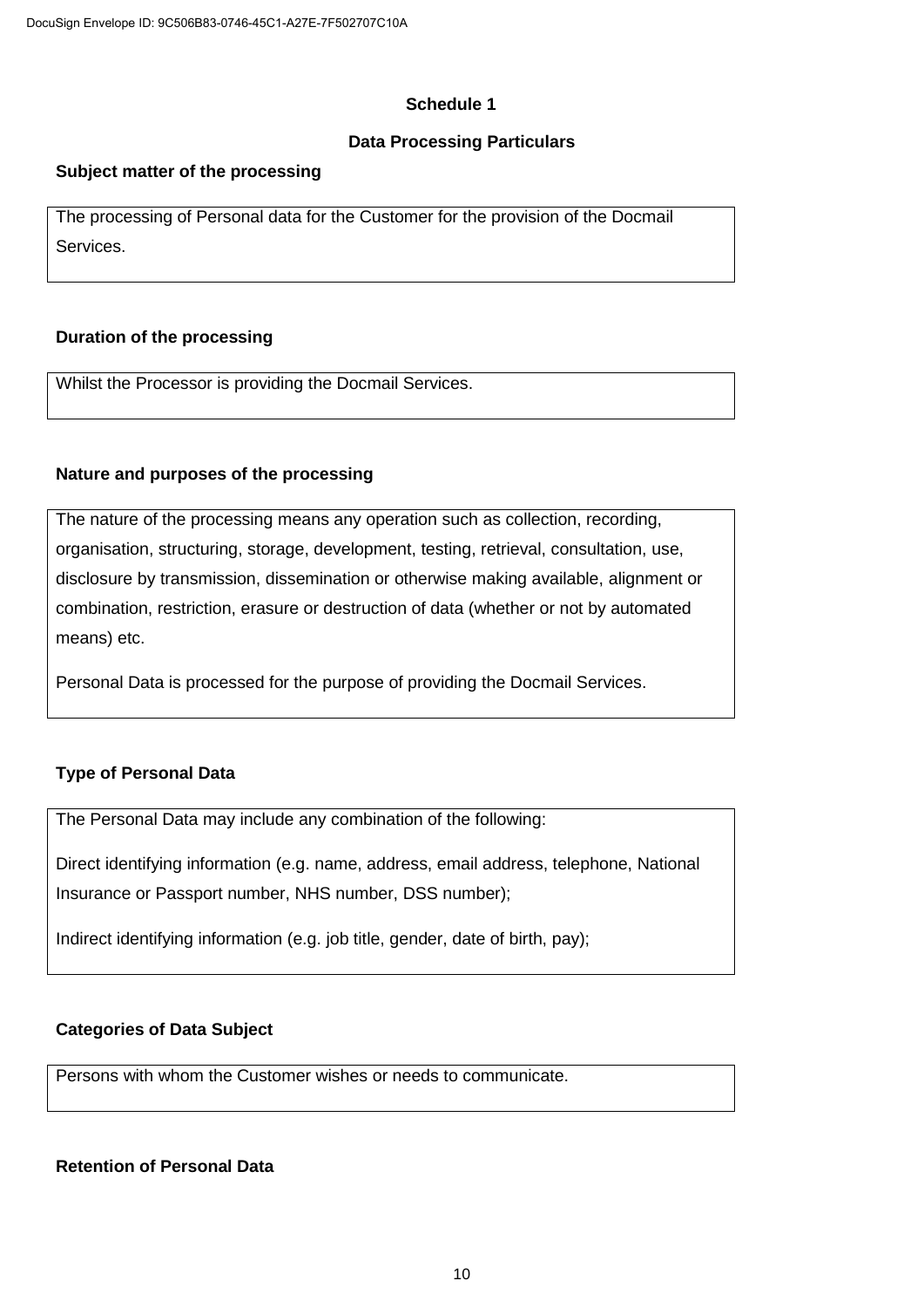## Schedule 1

## Data Processing Particulars

### Subject matter of the processing

The processing of Personal data for the Customer for the provision of the Docmail Services.

### Duration of the processing

Whilst the Processor is providing the Docmail Services.

### Nature and purposes of the processing

The nature of the processing means any operation such as collection, recording, organisation, structuring, storage, development, testing, retrieval, consultation, use, disclosure by transmission, dissemination or otherwise making available, alignment or combination, restriction, erasure or destruction of data (whether or not by automated means) etc.

Personal Data is processed for the purpose of providing the Docmail Services.

### Type of Personal Data

The Personal Data may include any combination of the following:

Direct identifying information (e.g. name, address, email address, telephone, National Insurance or Passport number, NHS number, DSS number);

Indirect identifying information (e.g. job title, gender, date of birth, pay);

### Categories of Data Subject

Persons with whom the Customer wishes or needs to communicate.

### Retention of Personal Data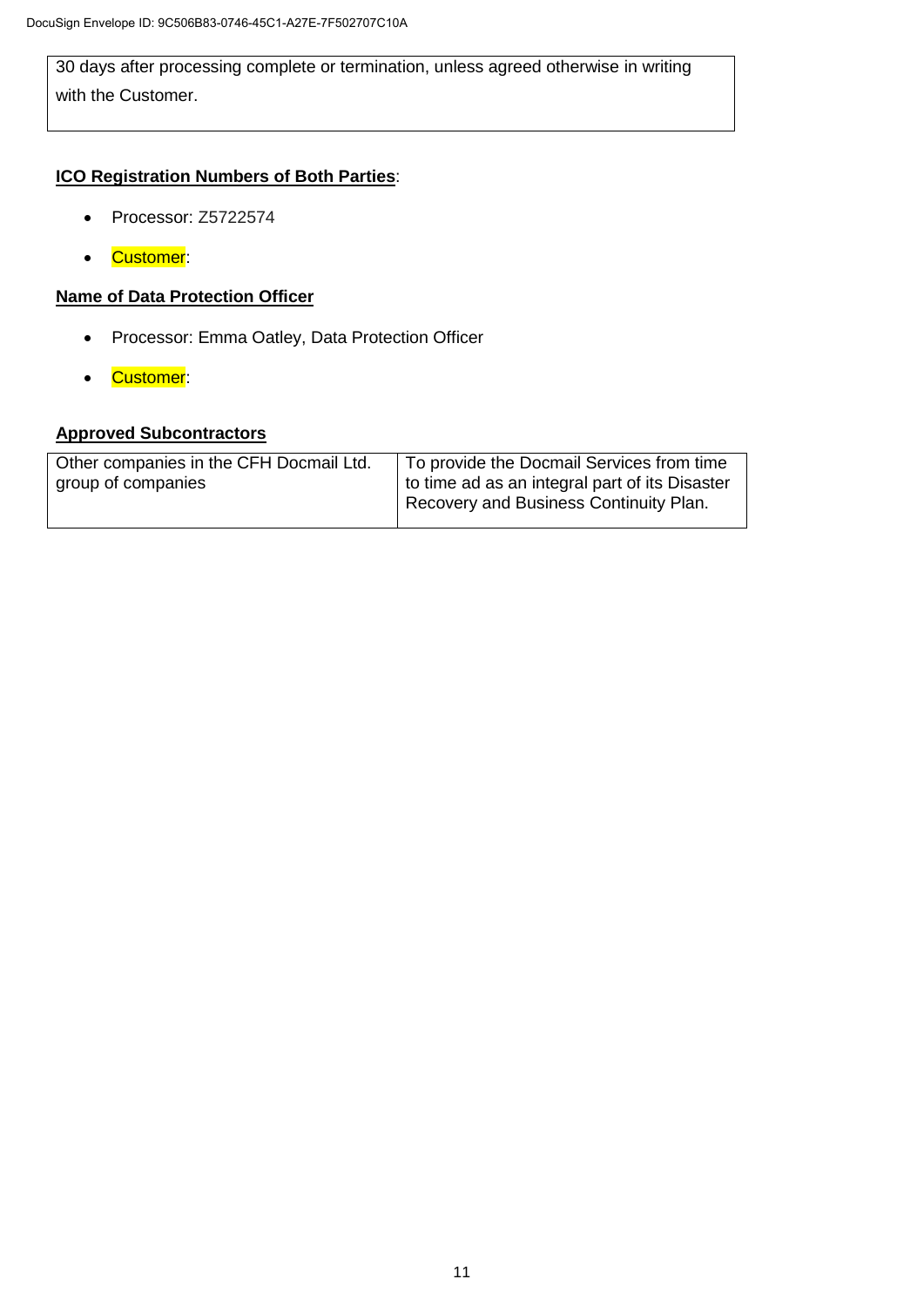| |
|---|
| 30 days after processing complete or termination, unless agreed otherwise in writing with the Customer. |

**ICO Registration Numbers of Both Parties**:

- Processor: Z5722574
- Customer:

**Name of Data Protection Officer**

- Processor: Emma Oatley, Data Protection Officer
- Customer:

**Approved Subcontractors**

| | |
|---|---|
| Other companies in the CFH Docmail Ltd. group of companies | To provide the Docmail Services from time to time ad as an integral part of its Disaster Recovery and Business Continuity Plan. |